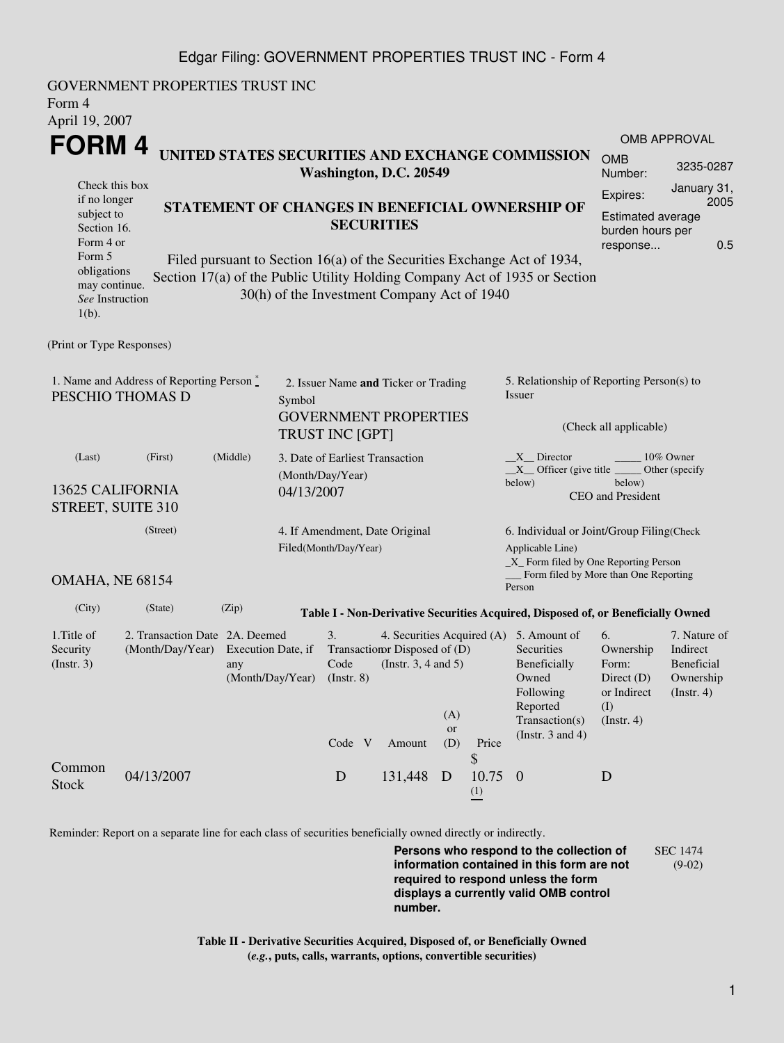GOVERNMENT PROPERTIES TRUST INC
Form 4
April 19, 2007

# FORM 4

## UNITED STATES SECURITIES AND EXCHANGE COMMISSION
**Washington, D.C. 20549**

| OMB APPROVAL | |
|---|---|
| OMB Number: | 3235-0287 |
| Expires: | January 31, 2005 |
| Estimated average burden hours per response... | 0.5 |

Check this box if no longer subject to Section 16. Form 4 or Form 5 obligations may continue. *See* Instruction 1(b).

## STATEMENT OF CHANGES IN BENEFICIAL OWNERSHIP OF SECURITIES

Filed pursuant to Section 16(a) of the Securities Exchange Act of 1934, Section 17(a) of the Public Utility Holding Company Act of 1935 or Section 30(h) of the Investment Company Act of 1940

(Print or Type Responses)

1. Name and Address of Reporting Person *
PESCHIO THOMAS D

(Last) (First) (Middle)

13625 CALIFORNIA STREET, SUITE 310

(Street)

OMAHA, NE 68154

(City) (State) (Zip)

2. Issuer Name **and** Ticker or Trading Symbol
GOVERNMENT PROPERTIES TRUST INC [GPT]

3. Date of Earliest Transaction (Month/Day/Year)
04/13/2007

4. If Amendment, Date Original Filed(Month/Day/Year)

5. Relationship of Reporting Person(s) to Issuer

(Check all applicable)

\_\_X\_\_ Director \_\_\_\_\_ 10% Owner
\_\_X\_\_ Officer (give title below) \_\_\_\_\_ Other (specify below)
CEO and President

6. Individual or Joint/Group Filing(Check Applicable Line)
\_X\_ Form filed by One Reporting Person
\_\_\_ Form filed by More than One Reporting Person

**Table I - Non-Derivative Securities Acquired, Disposed of, or Beneficially Owned**

| 1.Title of Security (Instr. 3) | 2. Transaction Date (Month/Day/Year) | 2A. Deemed Execution Date, if any (Month/Day/Year) | 3. Transaction Code (Instr. 8) | | 4. Securities Acquired (A) or Disposed of (D) (Instr. 3, 4 and 5) | | | 5. Amount of Securities Beneficially Owned Following Reported Transaction(s) (Instr. 3 and 4) | 6. Ownership Form: Direct (D) or Indirect (I) (Instr. 4) | 7. Nature of Indirect Beneficial Ownership (Instr. 4) |
|---|---|---|---|---|---|---|---|---|---|---|
| | | | Code | V | Amount | (A) or (D) | Price | | | |
| Common Stock | 04/13/2007 | | D | | 131,448 | D | $ 10.75 (1) | 0 | D | |

Reminder: Report on a separate line for each class of securities beneficially owned directly or indirectly.

**Persons who respond to the collection of information contained in this form are not required to respond unless the form displays a currently valid OMB control number.**

SEC 1474 (9-02)

**Table II - Derivative Securities Acquired, Disposed of, or Beneficially Owned**
**(*e.g.*, puts, calls, warrants, options, convertible securities)**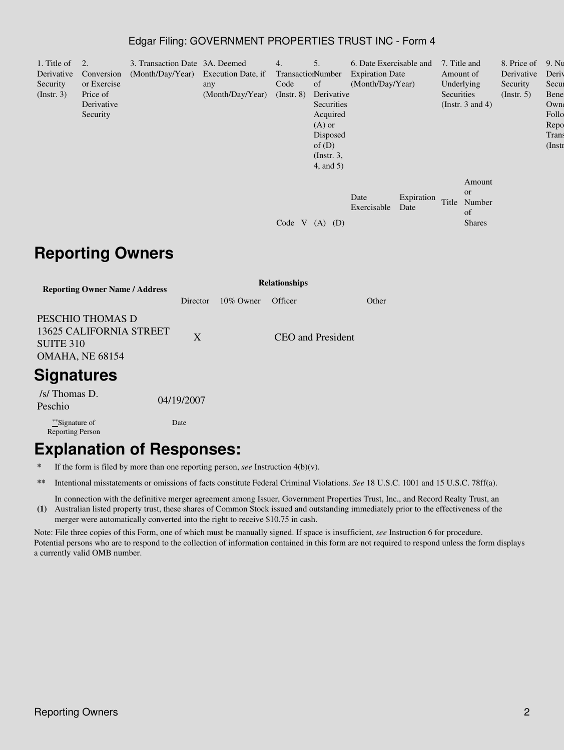| 1. Title of Derivative Security (Instr. 3) | 2. Conversion or Exercise Price of Derivative Security | 3. Transaction Date (Month/Day/Year) | 3A. Deemed Execution Date, if any (Month/Day/Year) | 4. Transaction Code (Instr. 8) | | 5. Number of Derivative Securities Acquired (A) or Disposed of (D) (Instr. 3, 4, and 5) | | 6. Date Exercisable and Expiration Date (Month/Day/Year) | | 7. Title and Amount of Underlying Securities (Instr. 3 and 4) | | 8. Price of Derivative Security (Instr. 5) | 9. Number of Derivative Securities Beneficially Owned Following Reported Transaction(s) (Instr. |
|---|---|---|---|---|---|---|---|---|---|---|---|---|---|
| | | | | Code | V | (A) | (D) | Date Exercisable | Expiration Date | Title | Amount or Number of Shares | | |

## Reporting Owners

| Reporting Owner Name / Address | Relationships | | | |
|---|---|---|---|---|
| | Director | 10% Owner | Officer | Other |
| PESCHIO THOMAS D<br>13625 CALIFORNIA STREET<br>SUITE 310<br>OMAHA, NE 68154 | X | | CEO and President | |

## Signatures

| /s/ Thomas D. Peschio | 04/19/2007 |
|---|---|
| **Signature of Reporting Person | Date |

## Explanation of Responses:

\* If the form is filed by more than one reporting person, *see* Instruction 4(b)(v).

\*\* Intentional misstatements or omissions of facts constitute Federal Criminal Violations. *See* 18 U.S.C. 1001 and 15 U.S.C. 78ff(a).

**(1)** In connection with the definitive merger agreement among Issuer, Government Properties Trust, Inc., and Record Realty Trust, an Australian listed property trust, these shares of Common Stock issued and outstanding immediately prior to the effectiveness of the merger were automatically converted into the right to receive $10.75 in cash.

Note: File three copies of this Form, one of which must be manually signed. If space is insufficient, *see* Instruction 6 for procedure.

Potential persons who are to respond to the collection of information contained in this form are not required to respond unless the form displays a currently valid OMB number.